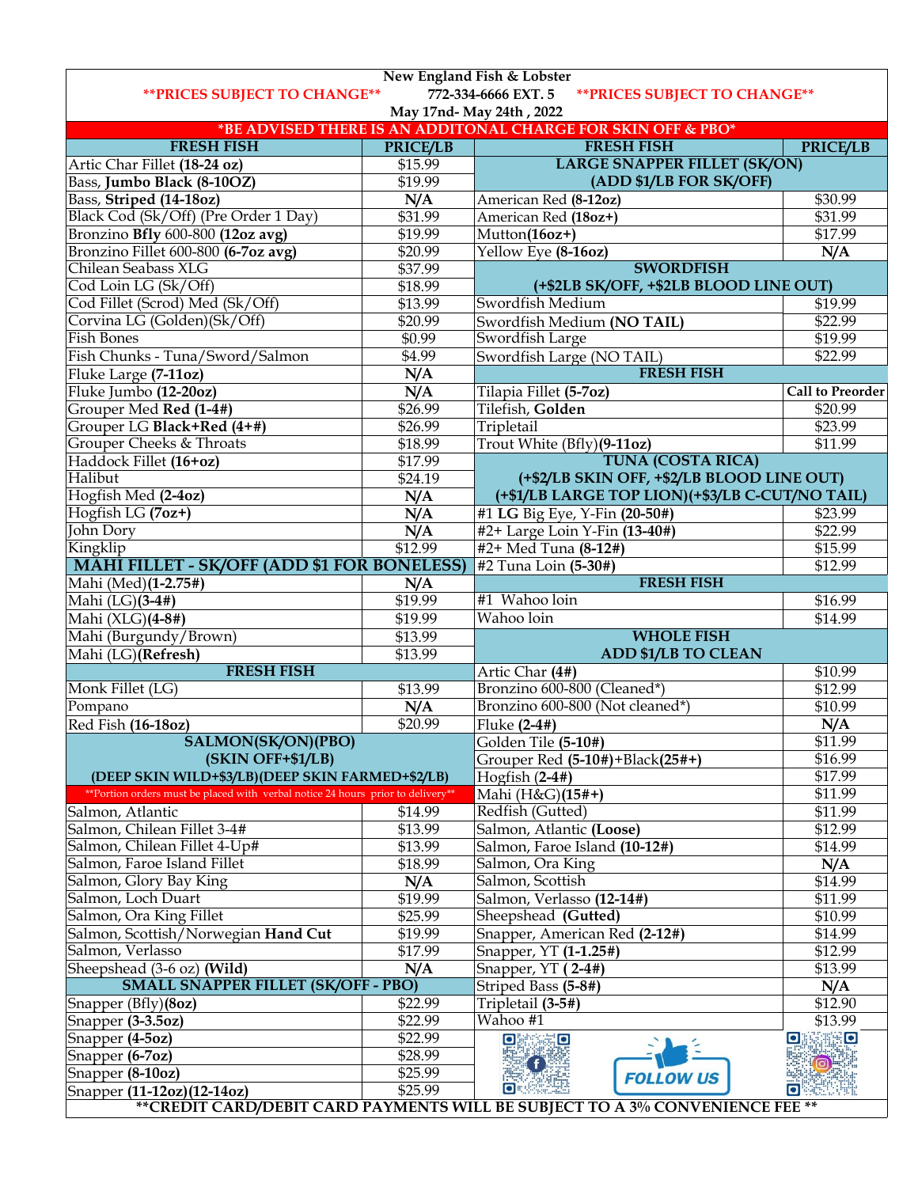**New England Fish & Lobster**

**PRICES SUBJECT TO CHANGE** 772-334-6666 EXT. 5 **PRICES SUBJECT TO CHANGE**

**May 17nd- May 24th , 2022**

***BE ADVISED THERE IS AN ADDITONAL CHARGE FOR SKIN OFF & PBO***

| FRESH FISH | PRICE/LB |
|---|---|
| Artic Char Fillet **(18-24 oz)** | $15.99 |
| Bass, **Jumbo Black (8-10OZ)** | $19.99 |
| Bass, **Striped (14-18oz)** | **N/A** |
| Black Cod (Sk/Off) (Pre Order 1 Day) | $31.99 |
| Bronzino **Bfly** 600-800 **(12oz avg)** | $19.99 |
| Bronzino Fillet 600-800 **(6-7oz avg)** | $20.99 |
| Chilean Seabass XLG | $37.99 |
| Cod Loin LG (Sk/Off) | $18.99 |
| Cod Fillet (Scrod) Med (Sk/Off) | $13.99 |
| Corvina LG (Golden)(Sk/Off) | $20.99 |
| Fish Bones | $0.99 |
| Fish Chunks - Tuna/Sword/Salmon | $4.99 |
| Fluke Large **(7-11oz)** | **N/A** |
| Fluke Jumbo **(12-20oz)** | **N/A** |
| Grouper Med **Red (1-4#)** | $26.99 |
| Grouper LG **Black+Red (4+#)** | $26.99 |
| Grouper Cheeks & Throats | $18.99 |
| Haddock Fillet **(16+oz)** | $17.99 |
| Halibut | $24.19 |
| Hogfish Med **(2-4oz)** | **N/A** |
| Hogfish LG **(7oz+)** | **N/A** |
| John Dory | **N/A** |
| Kingklip | $12.99 |
| **MAHI FILLET - SK/OFF (ADD $1 FOR BONELESS)** | |
| Mahi (Med)**(1-2.75#)** | **N/A** |
| Mahi (LG)**(3-4#)** | $19.99 |
| Mahi (XLG)**(4-8#)** | $19.99 |
| Mahi (Burgundy/Brown) | $13.99 |
| Mahi (LG)**(Refresh)** | $13.99 |
| **FRESH FISH** | |
| Monk Fillet (LG) | $13.99 |
| Pompano | **N/A** |
| Red Fish **(16-18oz)** | $20.99 |
| **SALMON(SK/ON)(PBO) (SKIN OFF+$1/LB) (DEEP SKIN WILD+$3/LB)(DEEP SKIN FARMED+$2/LB)** | |
| **Portion orders must be placed with verbal notice 24 hours prior to delivery** | |
| Salmon, Atlantic | $14.99 |
| Salmon, Chilean Fillet 3-4# | $13.99 |
| Salmon, Chilean Fillet 4-Up# | $13.99 |
| Salmon, Faroe Island Fillet | $18.99 |
| Salmon, Glory Bay King | **N/A** |
| Salmon, Loch Duart | $19.99 |
| Salmon, Ora King Fillet | $25.99 |
| Salmon, Scottish/Norwegian **Hand Cut** | $19.99 |
| Salmon, Verlasso | $17.99 |
| Sheepshead (3-6 oz) **(Wild)** | **N/A** |
| **SMALL SNAPPER FILLET (SK/OFF - PBO)** | |
| Snapper (Bfly)**(8oz)** | $22.99 |
| Snapper **(3-3.5oz)** | $22.99 |
| Snapper **(4-5oz)** | $22.99 |
| Snapper **(6-7oz)** | $28.99 |
| Snapper **(8-10oz)** | $25.99 |
| Snapper **(11-12oz)(12-14oz)** | $25.99 |

| FRESH FISH | PRICE/LB |
|---|---|
| **LARGE SNAPPER FILLET (SK/ON) (ADD $1/LB FOR SK/OFF)** | |
| American Red **(8-12oz)** | $30.99 |
| American Red **(18oz+)** | $31.99 |
| Mutton**(16oz+)** | $17.99 |
| Yellow Eye **(8-16oz)** | **N/A** |
| **SWORDFISH (+$2LB SK/OFF, +$2LB BLOOD LINE OUT)** | |
| Swordfish Medium | $19.99 |
| Swordfish Medium **(NO TAIL)** | $22.99 |
| Swordfish Large | $19.99 |
| Swordfish Large (NO TAIL) | $22.99 |
| **FRESH FISH** | |
| Tilapia Fillet **(5-7oz)** | **Call to Preorder** |
| Tilefish, **Golden** | $20.99 |
| Tripletail | $23.99 |
| Trout White (Bfly)**(9-11oz)** | $11.99 |
| **TUNA (COSTA RICA) (+$2/LB SKIN OFF, +$2/LB BLOOD LINE OUT) (+$1/LB LARGE TOP LION)(+$3/LB C-CUT/NO TAIL)** | |
| #1 **LG** Big Eye, Y-Fin **(20-50#)** | $23.99 |
| #2+ Large Loin Y-Fin **(13-40#)** | $22.99 |
| #2+ Med Tuna **(8-12#)** | $15.99 |
| #2 Tuna Loin **(5-30#)** | $12.99 |
| **FRESH FISH** | |
| #1 Wahoo loin | $16.99 |
| Wahoo loin | $14.99 |
| **WHOLE FISH ADD $1/LB TO CLEAN** | |
| Artic Char **(4#)** | $10.99 |
| Bronzino 600-800 (Cleaned*) | $12.99 |
| Bronzino 600-800 (Not cleaned*) | $10.99 |
| Fluke **(2-4#)** | **N/A** |
| Golden Tile **(5-10#)** | $11.99 |
| Grouper Red **(5-10#)**+Black**(25#+)** | $16.99 |
| Hogfish **(2-4#)** | $17.99 |
| Mahi (H&G)**(15#+)** | $11.99 |
| Redfish (Gutted) | $11.99 |
| Salmon, Atlantic **(Loose)** | $12.99 |
| Salmon, Faroe Island **(10-12#)** | $14.99 |
| Salmon, Ora King | **N/A** |
| Salmon, Scottish | $14.99 |
| Salmon, Verlasso **(12-14#)** | $11.99 |
| Sheepshead **(Gutted)** | $10.99 |
| Snapper, American Red **(2-12#)** | $14.99 |
| Snapper, YT **(1-1.25#)** | $12.99 |
| Snapper, YT **( 2-4#)** | $13.99 |
| Striped Bass **(5-8#)** | **N/A** |
| Tripletail **(3-5#)** | $12.90 |
| Wahoo #1 | $13.99 |

FOLLOW US

****CREDIT CARD/DEBIT CARD PAYMENTS WILL BE SUBJECT TO A 3% CONVENIENCE FEE ****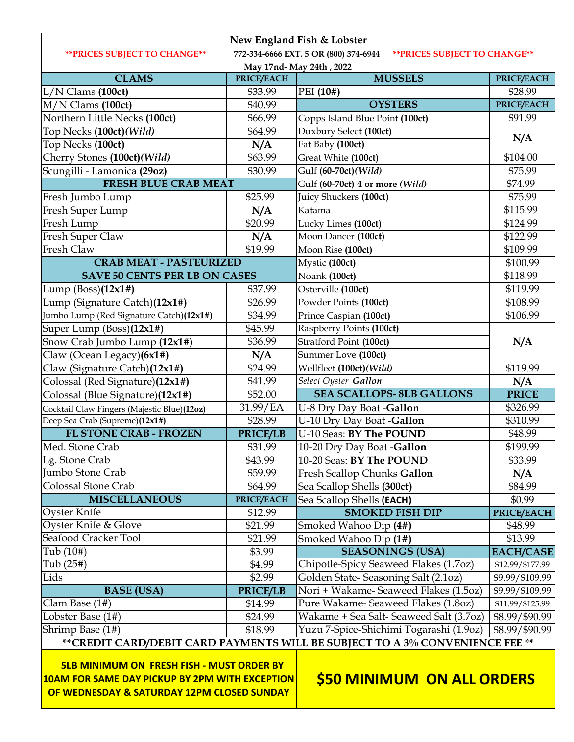# New England Fish & Lobster

**PRICES SUBJECT TO CHANGE** 772-334-6666 EXT. 5 OR (800) 374-6944 **PRICES SUBJECT TO CHANGE**

May 17nd- May 24th , 2022

| CLAMS | PRICE/EACH | MUSSELS | PRICE/EACH |
|---|---|---|---|
| L/N Clams **(100ct)** | $33.99 | PEI **(10#)** | $28.99 |
| M/N Clams **(100ct)** | $40.99 | **OYSTERS** | **PRICE/EACH** |
| Northern Little Necks **(100ct)** | $66.99 | Copps Island Blue Point **(100ct)** | $91.99 |
| Top Necks **(100ct)*(Wild)*** | $64.99 | Duxbury Select **(100ct)** | N/A |
| Top Necks **(100ct)** | N/A | Fat Baby **(100ct)** | |
| Cherry Stones **(100ct)*(Wild)*** | $63.99 | Great White **(100ct)** | $104.00 |
| Scungilli - Lamonica **(29oz)** | $30.99 | Gulf **(60-70ct)*(Wild)*** | $75.99 |
| **FRESH BLUE CRAB MEAT** | | Gulf **(60-70ct) 4 or more** ***(Wild)*** | $74.99 |
| Fresh Jumbo Lump | $25.99 | Juicy Shuckers **(100ct)** | $75.99 |
| Fresh Super Lump | N/A | Katama | $115.99 |
| Fresh Lump | $20.99 | Lucky Limes **(100ct)** | $124.99 |
| Fresh Super Claw | N/A | Moon Dancer **(100ct)** | $122.99 |
| Fresh Claw | $19.99 | Moon Rise **(100ct)** | $109.99 |
| **CRAB MEAT - PASTEURIZED** | | Mystic **(100ct)** | $100.99 |
| **SAVE 50 CENTS PER LB ON CASES** | | Noank **(100ct)** | $118.99 |
| Lump (Boss)**(12x1#)** | $37.99 | Osterville **(100ct)** | $119.99 |
| Lump (Signature Catch)**(12x1#)** | $26.99 | Powder Points **(100ct)** | $108.99 |
| Jumbo Lump (Red Signature Catch)**(12x1#)** | $34.99 | Prince Caspian **(100ct)** | $106.99 |
| Super Lump (Boss)**(12x1#)** | $45.99 | Raspberry Points **(100ct)** | N/A |
| Snow Crab Jumbo Lump **(12x1#)** | $36.99 | Stratford Point **(100ct)** | |
| Claw (Ocean Legacy)**(6x1#)** | N/A | Summer Love **(100ct)** | |
| Claw (Signature Catch)**(12x1#)** | $24.99 | Wellfleet **(100ct)*(Wild)*** | $119.99 |
| Colossal (Red Signature)**(12x1#)** | $41.99 | *Select Oyster* ***Gallon*** | N/A |
| Colossal (Blue Signature)**(12x1#)** | $52.00 | **SEA SCALLOPS- 8LB GALLONS** | **PRICE** |
| Cocktail Claw Fingers (Majestic Blue)**(12oz)** | 31.99/EA | U-8 Dry Day Boat **-Gallon** | $326.99 |
| Deep Sea Crab (Supreme)**(12x1#)** | $28.99 | U-10 Dry Day Boat **-Gallon** | $310.99 |
| **FL STONE CRAB - FROZEN** | **PRICE/LB** | U-10 Seas: **BY The POUND** | $48.99 |
| Med. Stone Crab | $31.99 | 10-20 Dry Day Boat **-Gallon** | $199.99 |
| Lg. Stone Crab | $43.99 | 10-20 Seas: **BY The POUND** | $33.99 |
| Jumbo Stone Crab | $59.99 | Fresh Scallop Chunks **Gallon** | N/A |
| Colossal Stone Crab | $64.99 | Sea Scallop Shells **(300ct)** | $84.99 |
| **MISCELLANEOUS** | **PRICE/EACH** | Sea Scallop Shells **(EACH)** | $0.99 |
| Oyster Knife | $12.99 | **SMOKED FISH DIP** | **PRICE/EACH** |
| Oyster Knife & Glove | $21.99 | Smoked Wahoo Dip **(4#)** | $48.99 |
| Seafood Cracker Tool | $21.99 | Smoked Wahoo Dip **(1#)** | $13.99 |
| Tub (10#) | $3.99 | **SEASONINGS (USA)** | **EACH/CASE** |
| Tub (25#) | $4.99 | Chipotle-Spicy Seaweed Flakes (1.7oz) | $12.99/$177.99 |
| Lids | $2.99 | Golden State- Seasoning Salt (2.1oz) | $9.99/$109.99 |
| **BASE (USA)** | **PRICE/LB** | Nori + Wakame- Seaweed Flakes (1.5oz) | $9.99/$109.99 |
| Clam Base (1#) | $14.99 | Pure Wakame- Seaweed Flakes (1.8oz) | $11.99/$125.99 |
| Lobster Base (1#) | $24.99 | Wakame + Sea Salt- Seaweed Salt (3.7oz) | $8.99/$90.99 |
| Shrimp Base (1#) | $18.99 | Yuzu 7-Spice-Shichimi Togarashi (1.9oz) | $8.99/$90.99 |

**CREDIT CARD/DEBIT CARD PAYMENTS WILL BE SUBJECT TO A 3% CONVENIENCE FEE **

**5LB MINIMUM ON FRESH FISH - MUST ORDER BY 10AM FOR SAME DAY PICKUP BY 2PM WITH EXCEPTION OF WEDNESDAY & SATURDAY 12PM CLOSED SUNDAY**

**$50 MINIMUM ON ALL ORDERS**